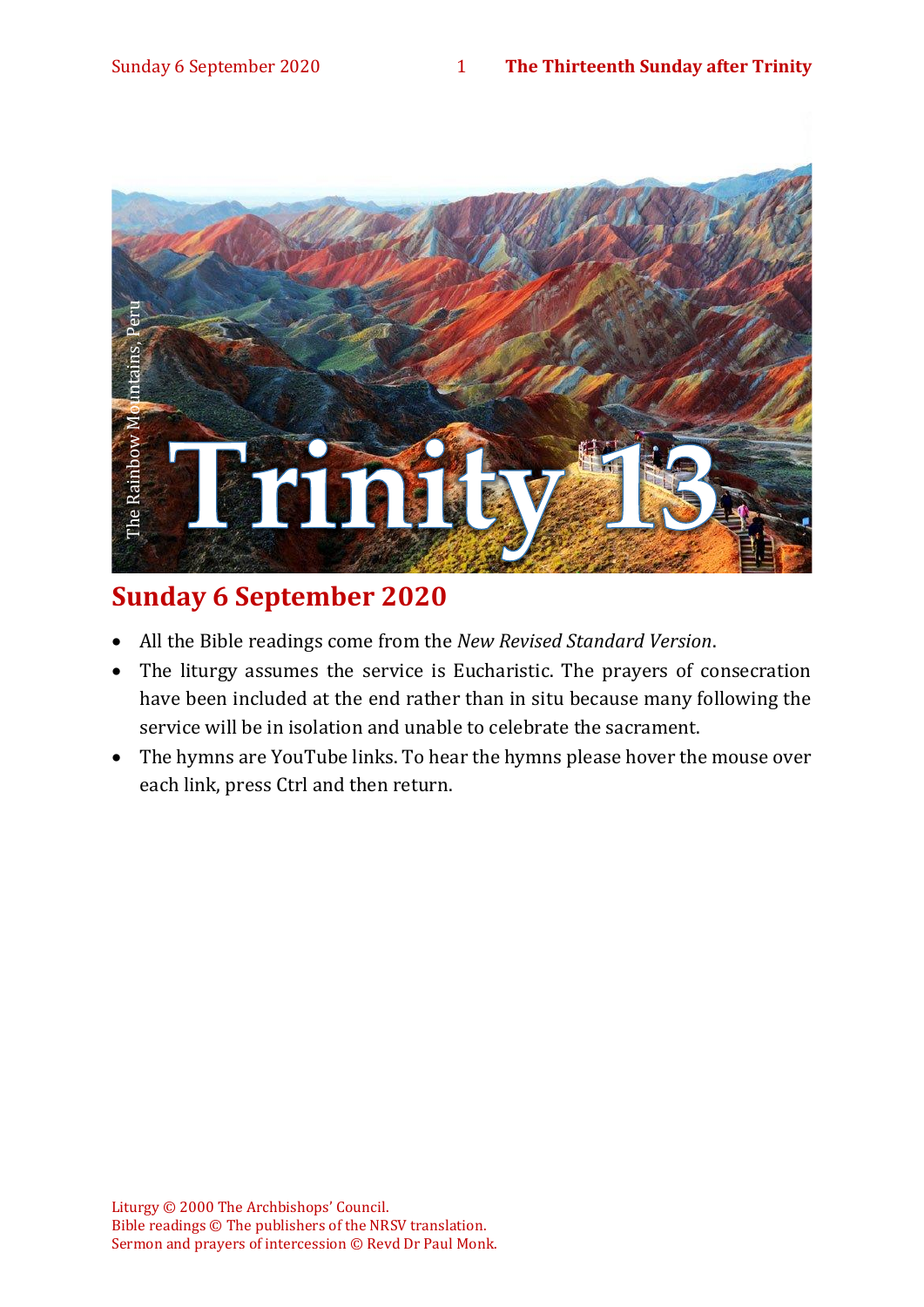Trinity 13

The Rainbow Mountains, Peru

## Sunday 6 September 2020

- All the Bible readings come from the *New Revised Standard Version*.
- The liturgy assumes the service is Eucharistic. The prayers of consecration have been included at the end rather than in situ because many following the service will be in isolation and unable to celebrate the sacrament.
- The hymns are YouTube links. To hear the hymns please hover the mouse over each link, press Ctrl and then return.

Liturgy © 2000 The Archbishops' Council.
Bible readings © The publishers of the NRSV translation.
Sermon and prayers of intercession © Revd Dr Paul Monk.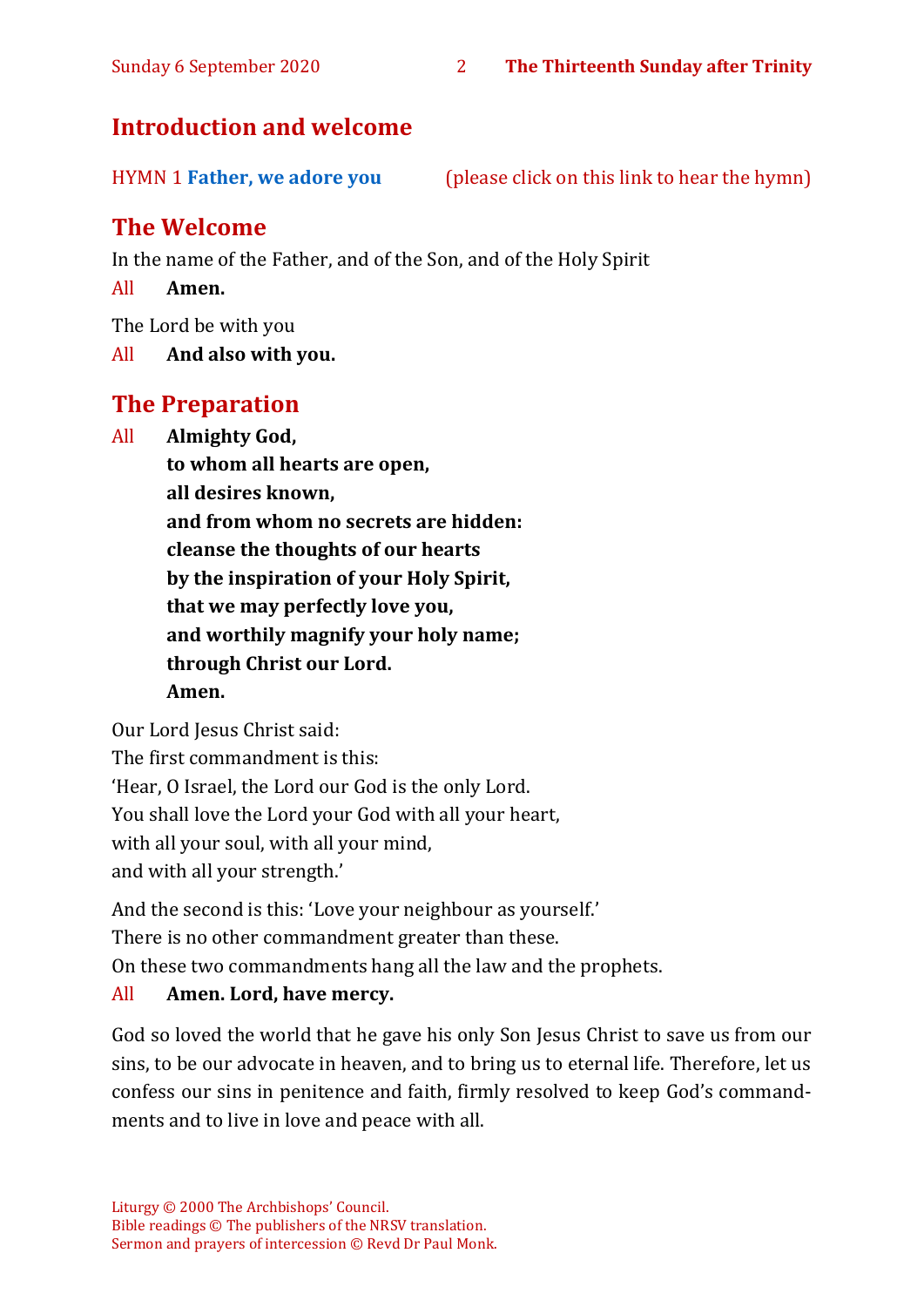## Introduction and welcome

HYMN 1 **Father, we adore you** (please click on this link to hear the hymn)

## The Welcome

In the name of the Father, and of the Son, and of the Holy Spirit

All **Amen.**

The Lord be with you

All **And also with you.**

## The Preparation

All **Almighty God,**
**to whom all hearts are open,**
**all desires known,**
**and from whom no secrets are hidden:**
**cleanse the thoughts of our hearts**
**by the inspiration of your Holy Spirit,**
**that we may perfectly love you,**
**and worthily magnify your holy name;**
**through Christ our Lord.**
**Amen.**

Our Lord Jesus Christ said:
The first commandment is this:
'Hear, O Israel, the Lord our God is the only Lord.
You shall love the Lord your God with all your heart,
with all your soul, with all your mind,
and with all your strength.'

And the second is this: 'Love your neighbour as yourself.'
There is no other commandment greater than these.
On these two commandments hang all the law and the prophets.

All **Amen. Lord, have mercy.**

God so loved the world that he gave his only Son Jesus Christ to save us from our sins, to be our advocate in heaven, and to bring us to eternal life. Therefore, let us confess our sins in penitence and faith, firmly resolved to keep God's commandments and to live in love and peace with all.

Liturgy © 2000 The Archbishops' Council.
Bible readings © The publishers of the NRSV translation.
Sermon and prayers of intercession © Revd Dr Paul Monk.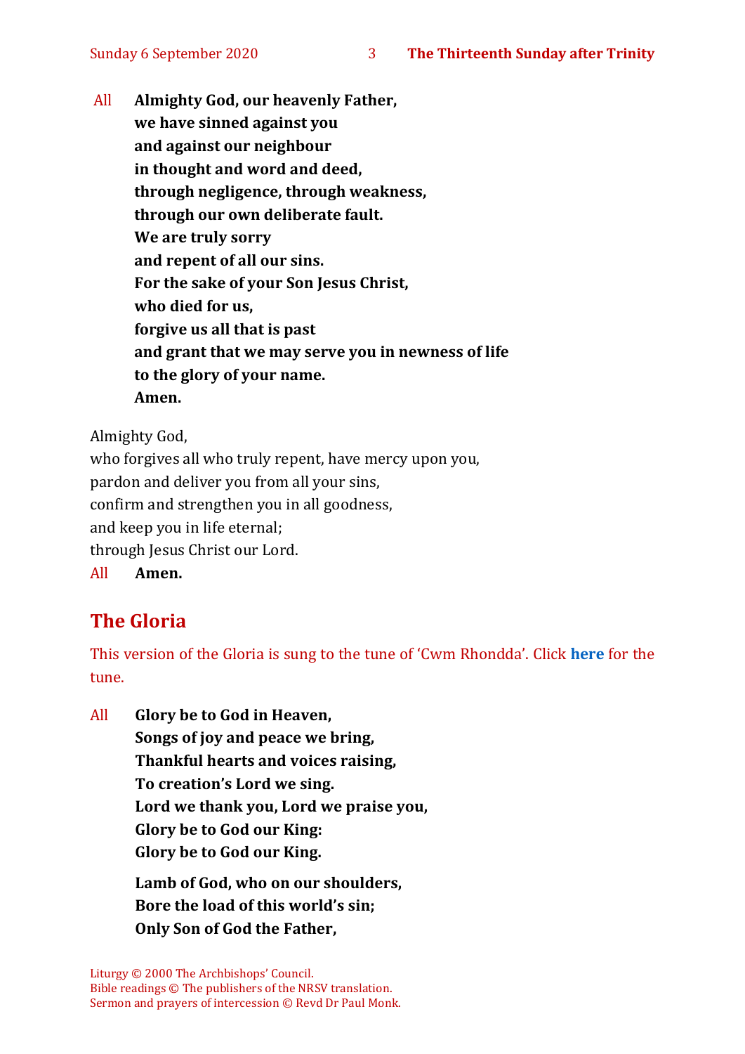All **Almighty God, our heavenly Father,**
**we have sinned against you**
**and against our neighbour**
**in thought and word and deed,**
**through negligence, through weakness,**
**through our own deliberate fault.**
**We are truly sorry**
**and repent of all our sins.**
**For the sake of your Son Jesus Christ,**
**who died for us,**
**forgive us all that is past**
**and grant that we may serve you in newness of life**
**to the glory of your name.**
**Amen.**

Almighty God,
who forgives all who truly repent, have mercy upon you,
pardon and deliver you from all your sins,
confirm and strengthen you in all goodness,
and keep you in life eternal;
through Jesus Christ our Lord.
All **Amen.**

## The Gloria

This version of the Gloria is sung to the tune of 'Cwm Rhondda'. Click **here** for the tune.

All **Glory be to God in Heaven,**
**Songs of joy and peace we bring,**
**Thankful hearts and voices raising,**
**To creation's Lord we sing.**
**Lord we thank you, Lord we praise you,**
**Glory be to God our King:**
**Glory be to God our King.**

**Lamb of God, who on our shoulders,**
**Bore the load of this world's sin;**
**Only Son of God the Father,**

Liturgy © 2000 The Archbishops' Council.
Bible readings © The publishers of the NRSV translation.
Sermon and prayers of intercession © Revd Dr Paul Monk.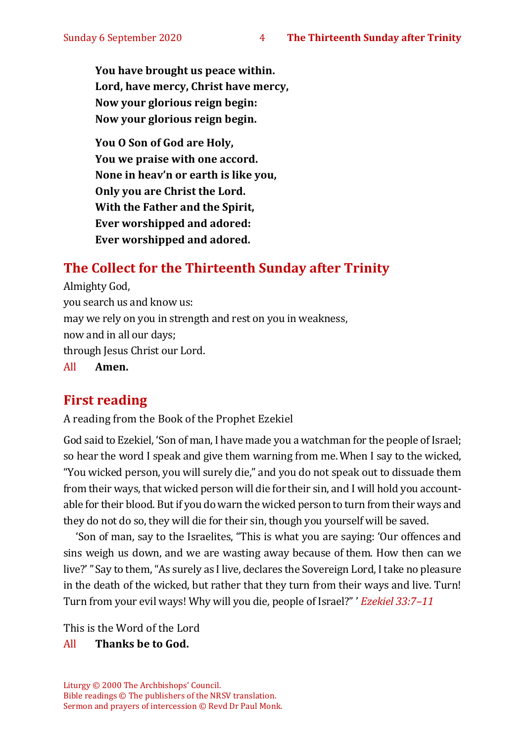**You have brought us peace within.**
**Lord, have mercy, Christ have mercy,**
**Now your glorious reign begin:**
**Now your glorious reign begin.**

**You O Son of God are Holy,**
**You we praise with one accord.**
**None in heav'n or earth is like you,**
**Only you are Christ the Lord.**
**With the Father and the Spirit,**
**Ever worshipped and adored:**
**Ever worshipped and adored.**

## The Collect for the Thirteenth Sunday after Trinity

Almighty God,
you search us and know us:
may we rely on you in strength and rest on you in weakness,
now and in all our days;
through Jesus Christ our Lord.
All **Amen.**

## First reading

A reading from the Book of the Prophet Ezekiel

God said to Ezekiel, 'Son of man, I have made you a watchman for the people of Israel; so hear the word I speak and give them warning from me. When I say to the wicked, "You wicked person, you will surely die," and you do not speak out to dissuade them from their ways, that wicked person will die for their sin, and I will hold you accountable for their blood. But if you do warn the wicked person to turn from their ways and they do not do so, they will die for their sin, though you yourself will be saved.

'Son of man, say to the Israelites, "This is what you are saying: 'Our offences and sins weigh us down, and we are wasting away because of them. How then can we live?' " Say to them, "As surely as I live, declares the Sovereign Lord, I take no pleasure in the death of the wicked, but rather that they turn from their ways and live. Turn! Turn from your evil ways! Why will you die, people of Israel?" ' *Ezekiel 33:7–11*

This is the Word of the Lord
All **Thanks be to God.**

Liturgy © 2000 The Archbishops' Council.
Bible readings © The publishers of the NRSV translation.
Sermon and prayers of intercession © Revd Dr Paul Monk.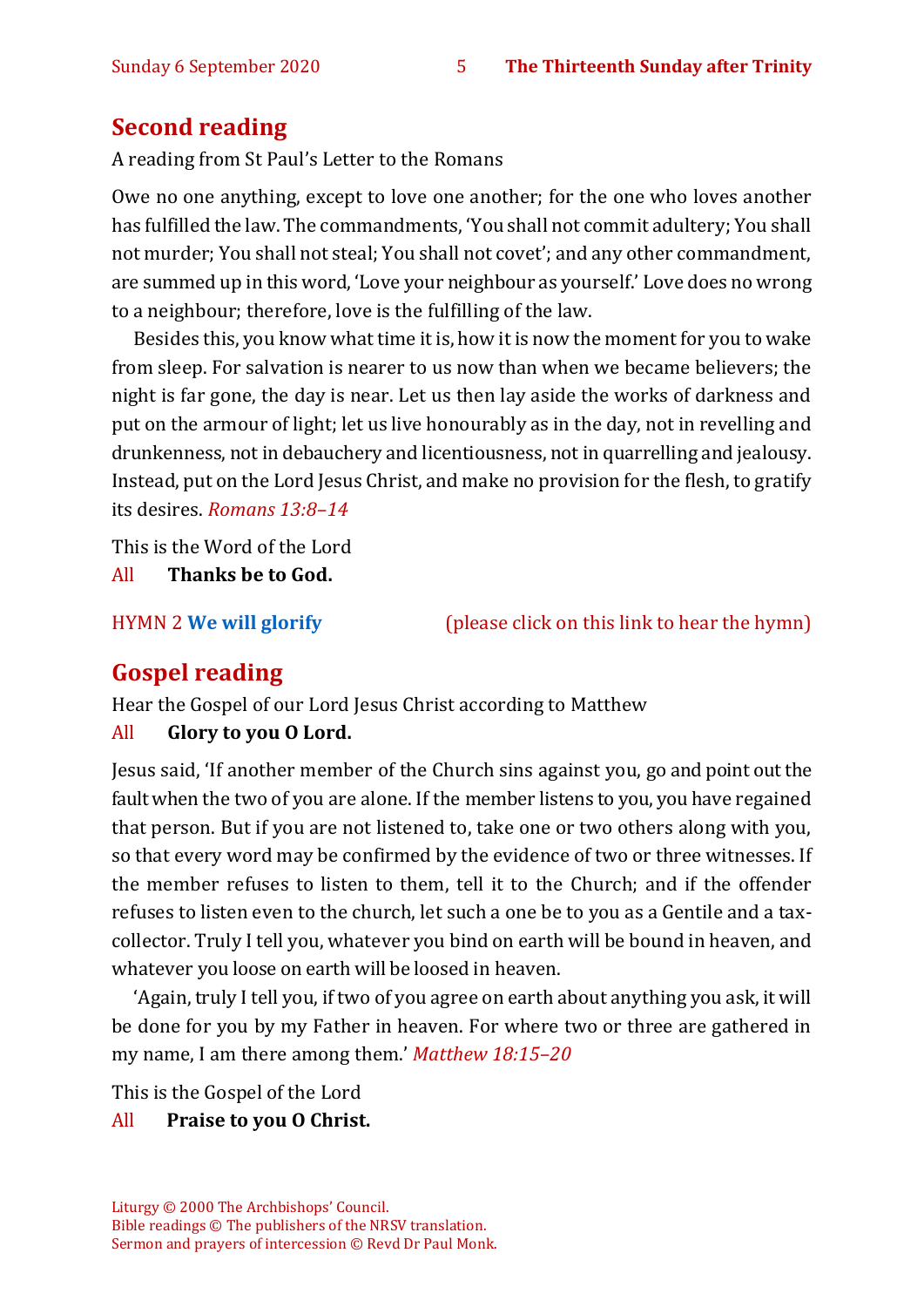## Second reading

A reading from St Paul's Letter to the Romans

Owe no one anything, except to love one another; for the one who loves another has fulfilled the law. The commandments, 'You shall not commit adultery; You shall not murder; You shall not steal; You shall not covet'; and any other commandment, are summed up in this word, 'Love your neighbour as yourself.' Love does no wrong to a neighbour; therefore, love is the fulfilling of the law.

Besides this, you know what time it is, how it is now the moment for you to wake from sleep. For salvation is nearer to us now than when we became believers; the night is far gone, the day is near. Let us then lay aside the works of darkness and put on the armour of light; let us live honourably as in the day, not in revelling and drunkenness, not in debauchery and licentiousness, not in quarrelling and jealousy. Instead, put on the Lord Jesus Christ, and make no provision for the flesh, to gratify its desires. *Romans 13:8–14*

This is the Word of the Lord
All **Thanks be to God.**

HYMN 2 **We will glorify** (please click on this link to hear the hymn)

## Gospel reading

Hear the Gospel of our Lord Jesus Christ according to Matthew
All **Glory to you O Lord.**

Jesus said, 'If another member of the Church sins against you, go and point out the fault when the two of you are alone. If the member listens to you, you have regained that person. But if you are not listened to, take one or two others along with you, so that every word may be confirmed by the evidence of two or three witnesses. If the member refuses to listen to them, tell it to the Church; and if the offender refuses to listen even to the church, let such a one be to you as a Gentile and a tax-collector. Truly I tell you, whatever you bind on earth will be bound in heaven, and whatever you loose on earth will be loosed in heaven.

'Again, truly I tell you, if two of you agree on earth about anything you ask, it will be done for you by my Father in heaven. For where two or three are gathered in my name, I am there among them.' *Matthew 18:15–20*

This is the Gospel of the Lord
All **Praise to you O Christ.**

Liturgy © 2000 The Archbishops' Council.
Bible readings © The publishers of the NRSV translation.
Sermon and prayers of intercession © Revd Dr Paul Monk.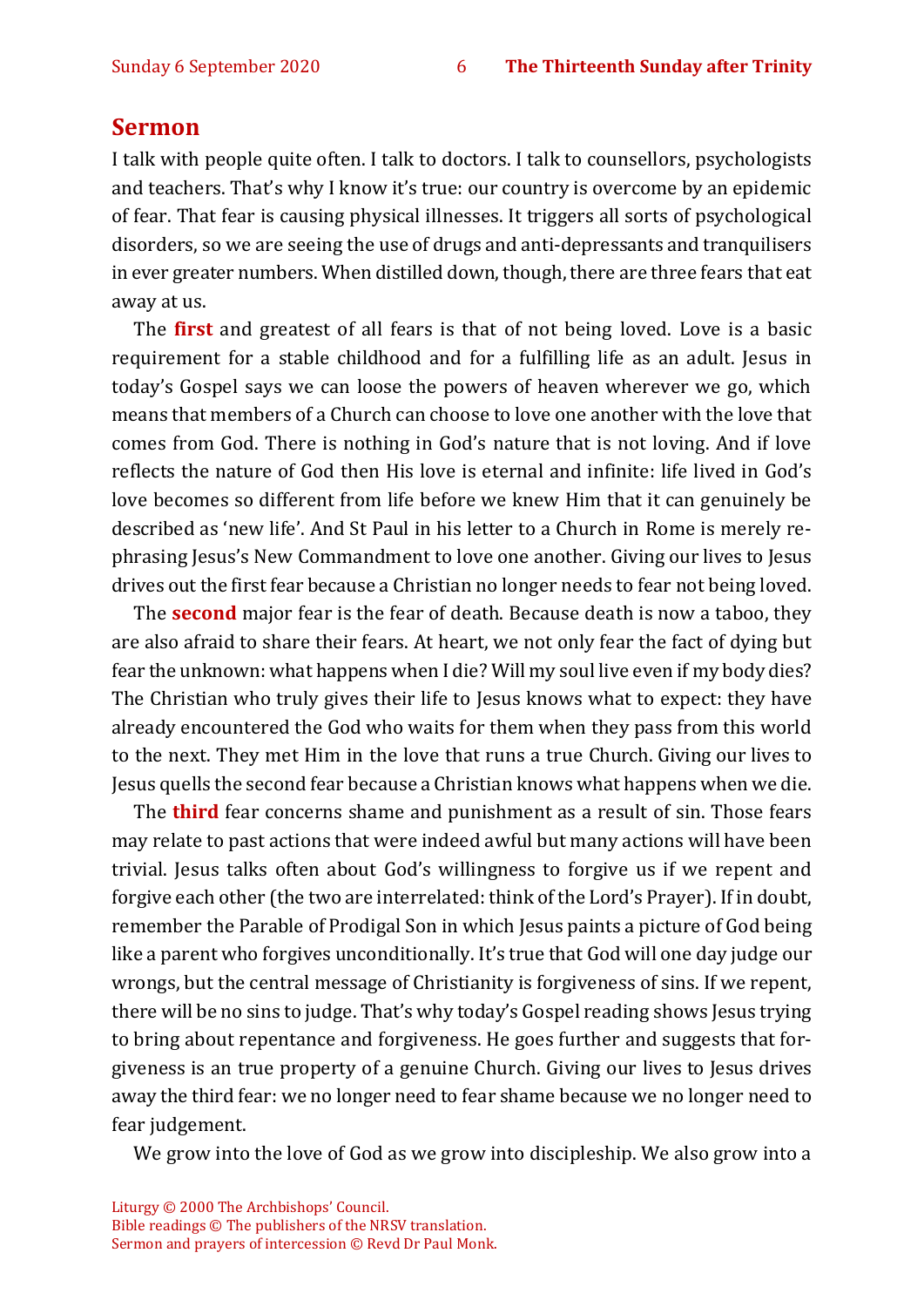## Sermon

I talk with people quite often. I talk to doctors. I talk to counsellors, psychologists and teachers. That's why I know it's true: our country is overcome by an epidemic of fear. That fear is causing physical illnesses. It triggers all sorts of psychological disorders, so we are seeing the use of drugs and anti-depressants and tranquilisers in ever greater numbers. When distilled down, though, there are three fears that eat away at us.

The **first** and greatest of all fears is that of not being loved. Love is a basic requirement for a stable childhood and for a fulfilling life as an adult. Jesus in today's Gospel says we can loose the powers of heaven wherever we go, which means that members of a Church can choose to love one another with the love that comes from God. There is nothing in God's nature that is not loving. And if love reflects the nature of God then His love is eternal and infinite: life lived in God's love becomes so different from life before we knew Him that it can genuinely be described as 'new life'. And St Paul in his letter to a Church in Rome is merely re-phrasing Jesus's New Commandment to love one another. Giving our lives to Jesus drives out the first fear because a Christian no longer needs to fear not being loved.

The **second** major fear is the fear of death. Because death is now a taboo, they are also afraid to share their fears. At heart, we not only fear the fact of dying but fear the unknown: what happens when I die? Will my soul live even if my body dies? The Christian who truly gives their life to Jesus knows what to expect: they have already encountered the God who waits for them when they pass from this world to the next. They met Him in the love that runs a true Church. Giving our lives to Jesus quells the second fear because a Christian knows what happens when we die.

The **third** fear concerns shame and punishment as a result of sin. Those fears may relate to past actions that were indeed awful but many actions will have been trivial. Jesus talks often about God's willingness to forgive us if we repent and forgive each other (the two are interrelated: think of the Lord's Prayer). If in doubt, remember the Parable of Prodigal Son in which Jesus paints a picture of God being like a parent who forgives unconditionally. It's true that God will one day judge our wrongs, but the central message of Christianity is forgiveness of sins. If we repent, there will be no sins to judge. That's why today's Gospel reading shows Jesus trying to bring about repentance and forgiveness. He goes further and suggests that forgiveness is an true property of a genuine Church. Giving our lives to Jesus drives away the third fear: we no longer need to fear shame because we no longer need to fear judgement.

We grow into the love of God as we grow into discipleship. We also grow into a

Liturgy © 2000 The Archbishops' Council.
Bible readings © The publishers of the NRSV translation.
Sermon and prayers of intercession © Revd Dr Paul Monk.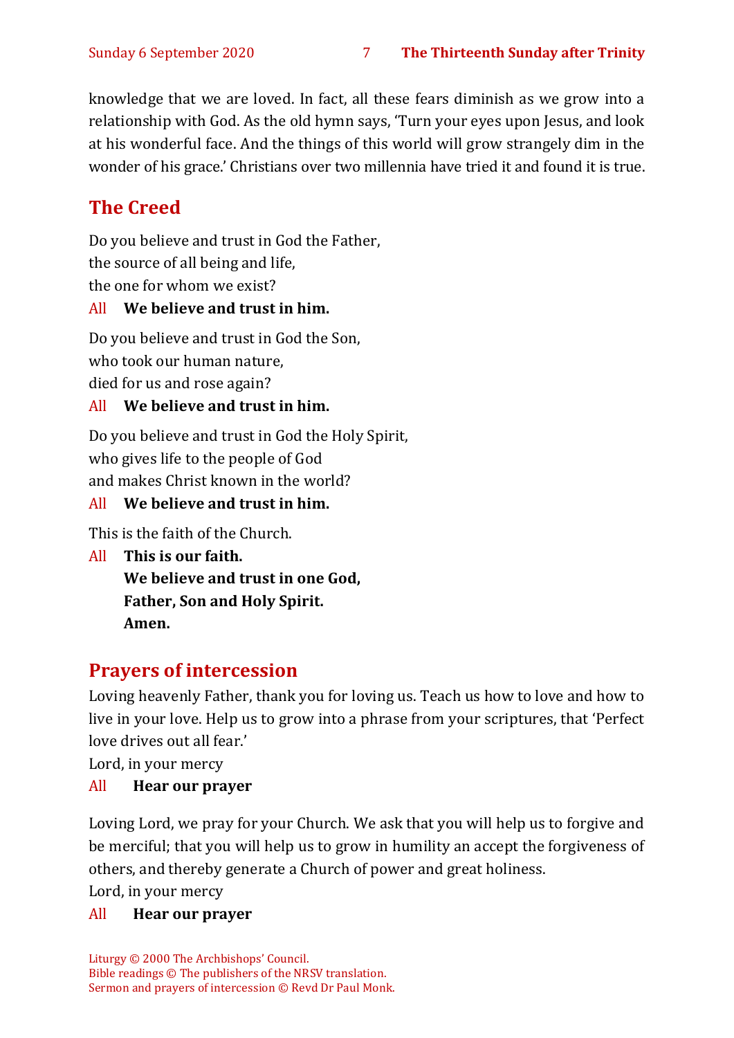knowledge that we are loved. In fact, all these fears diminish as we grow into a relationship with God. As the old hymn says, 'Turn your eyes upon Jesus, and look at his wonderful face. And the things of this world will grow strangely dim in the wonder of his grace.' Christians over two millennia have tried it and found it is true.

## The Creed

Do you believe and trust in God the Father,  
the source of all being and life,  
the one for whom we exist?

All **We believe and trust in him.**

Do you believe and trust in God the Son,  
who took our human nature,  
died for us and rose again?

All **We believe and trust in him.**

Do you believe and trust in God the Holy Spirit,  
who gives life to the people of God  
and makes Christ known in the world?

All **We believe and trust in him.**

This is the faith of the Church.

All **This is our faith.**  
**We believe and trust in one God,**  
**Father, Son and Holy Spirit.**  
**Amen.**

## Prayers of intercession

Loving heavenly Father, thank you for loving us. Teach us how to love and how to live in your love. Help us to grow into a phrase from your scriptures, that 'Perfect love drives out all fear.'

Lord, in your mercy

All **Hear our prayer**

Loving Lord, we pray for your Church. We ask that you will help us to forgive and be merciful; that you will help us to grow in humility an accept the forgiveness of others, and thereby generate a Church of power and great holiness.

Lord, in your mercy

All **Hear our prayer**

Liturgy © 2000 The Archbishops' Council.  
Bible readings © The publishers of the NRSV translation.  
Sermon and prayers of intercession © Revd Dr Paul Monk.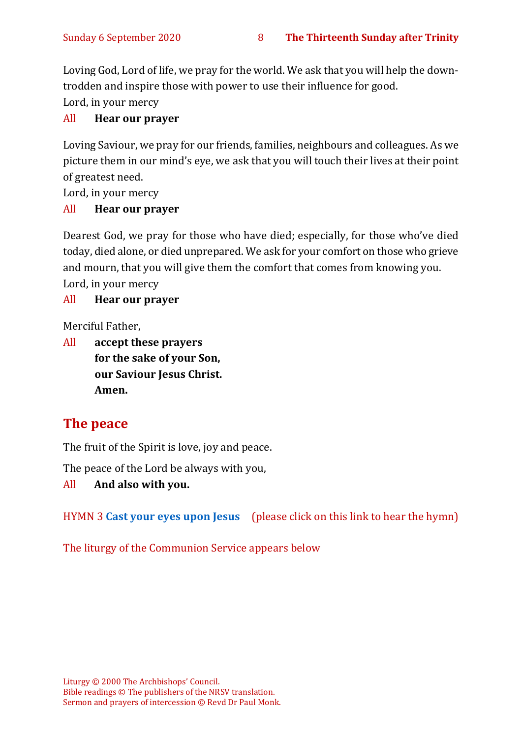Loving God, Lord of life, we pray for the world. We ask that you will help the down-trodden and inspire those with power to use their influence for good.
Lord, in your mercy

All **Hear our prayer**

Loving Saviour, we pray for our friends, families, neighbours and colleagues. As we picture them in our mind's eye, we ask that you will touch their lives at their point of greatest need.
Lord, in your mercy

All **Hear our prayer**

Dearest God, we pray for those who have died; especially, for those who've died today, died alone, or died unprepared. We ask for your comfort on those who grieve and mourn, that you will give them the comfort that comes from knowing you.
Lord, in your mercy

All **Hear our prayer**

Merciful Father,

All **accept these prayers**
**for the sake of your Son,**
**our Saviour Jesus Christ.**
**Amen.**

## The peace

The fruit of the Spirit is love, joy and peace.

The peace of the Lord be always with you,

All **And also with you.**

HYMN 3 **Cast your eyes upon Jesus** (please click on this link to hear the hymn)

The liturgy of the Communion Service appears below

Liturgy © 2000 The Archbishops' Council.
Bible readings © The publishers of the NRSV translation.
Sermon and prayers of intercession © Revd Dr Paul Monk.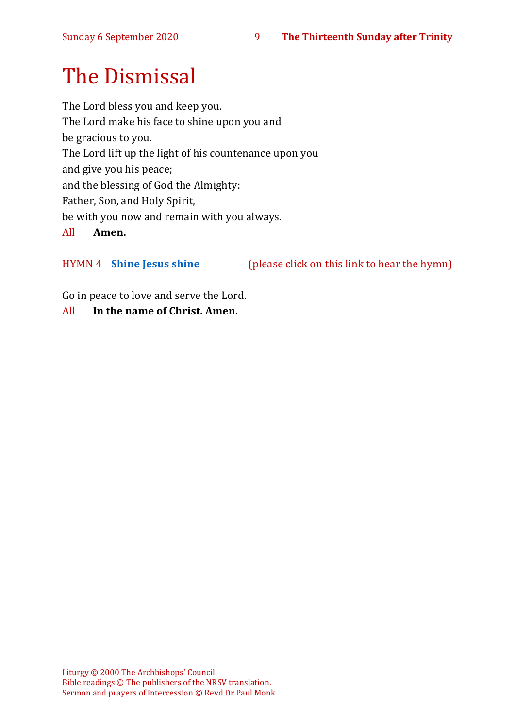# The Dismissal

The Lord bless you and keep you.
The Lord make his face to shine upon you and
be gracious to you.
The Lord lift up the light of his countenance upon you
and give you his peace;
and the blessing of God the Almighty:
Father, Son, and Holy Spirit,
be with you now and remain with you always.

All **Amen.**

HYMN 4 **Shine Jesus shine** (please click on this link to hear the hymn)

Go in peace to love and serve the Lord.

All **In the name of Christ. Amen.**

Liturgy © 2000 The Archbishops' Council.
Bible readings © The publishers of the NRSV translation.
Sermon and prayers of intercession © Revd Dr Paul Monk.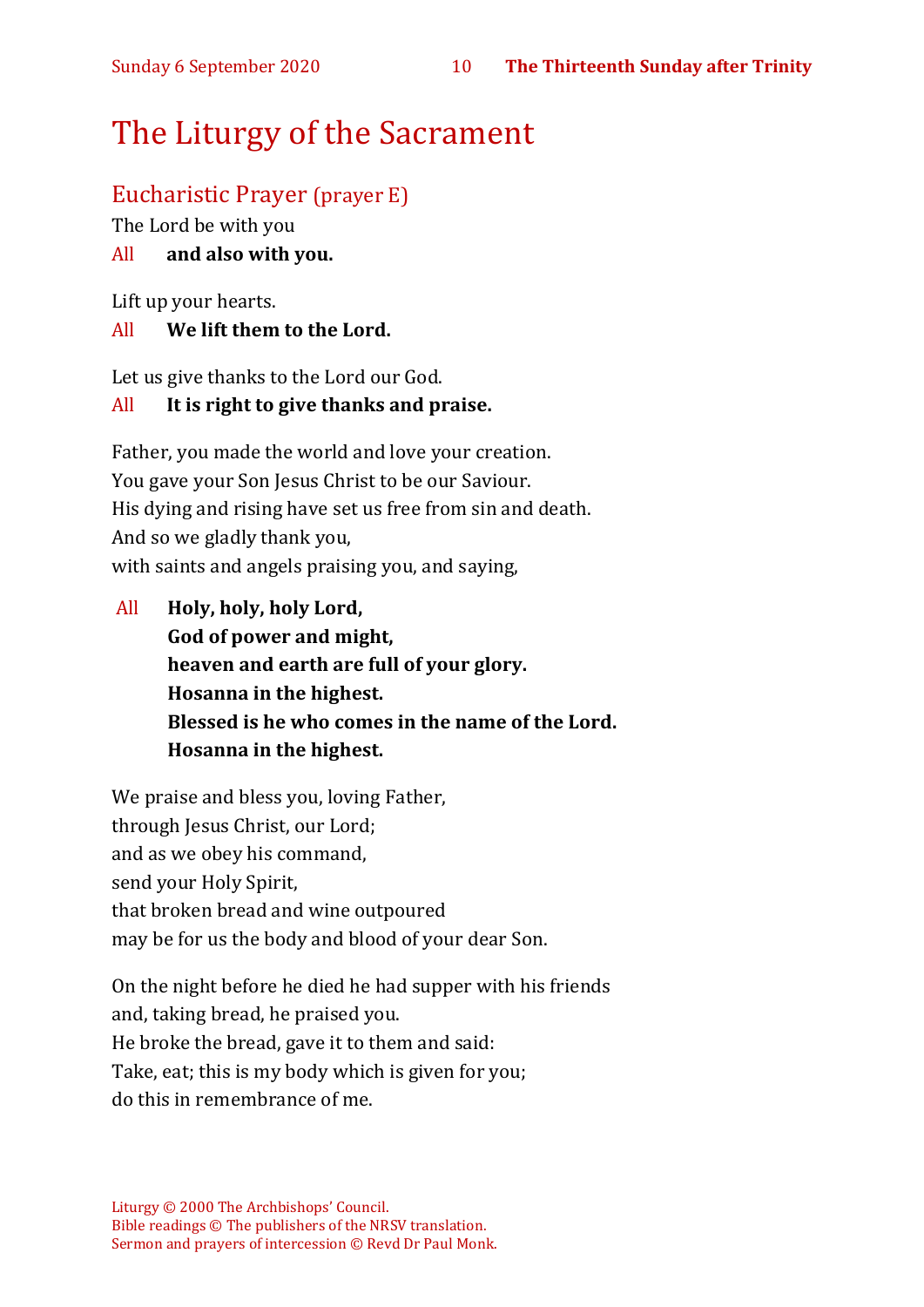# The Liturgy of the Sacrament

## Eucharistic Prayer (prayer E)

The Lord be with you

All **and also with you.**

Lift up your hearts.

All **We lift them to the Lord.**

Let us give thanks to the Lord our God.

All **It is right to give thanks and praise.**

Father, you made the world and love your creation.
You gave your Son Jesus Christ to be our Saviour.
His dying and rising have set us free from sin and death.
And so we gladly thank you,
with saints and angels praising you, and saying,

All **Holy, holy, holy Lord,**
**God of power and might,**
**heaven and earth are full of your glory.**
**Hosanna in the highest.**
**Blessed is he who comes in the name of the Lord.**
**Hosanna in the highest.**

We praise and bless you, loving Father,
through Jesus Christ, our Lord;
and as we obey his command,
send your Holy Spirit,
that broken bread and wine outpoured
may be for us the body and blood of your dear Son.

On the night before he died he had supper with his friends
and, taking bread, he praised you.
He broke the bread, gave it to them and said:
Take, eat; this is my body which is given for you;
do this in remembrance of me.

Liturgy © 2000 The Archbishops' Council.
Bible readings © The publishers of the NRSV translation.
Sermon and prayers of intercession © Revd Dr Paul Monk.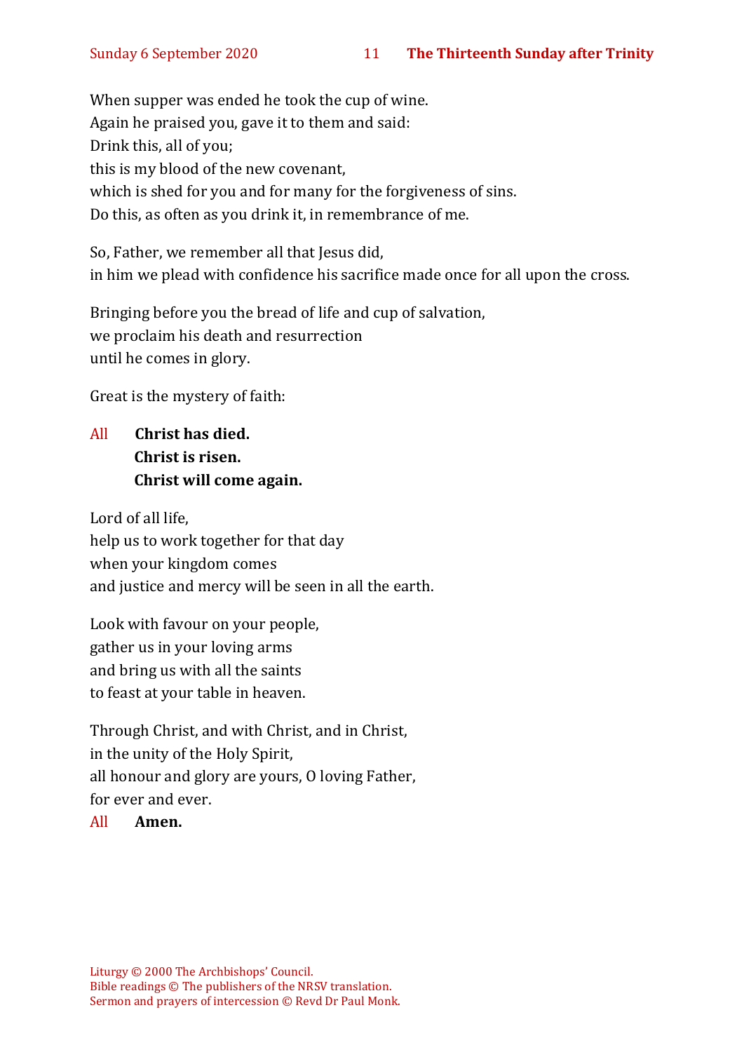When supper was ended he took the cup of wine.
Again he praised you, gave it to them and said:
Drink this, all of you;
this is my blood of the new covenant,
which is shed for you and for many for the forgiveness of sins.
Do this, as often as you drink it, in remembrance of me.

So, Father, we remember all that Jesus did,
in him we plead with confidence his sacrifice made once for all upon the cross.

Bringing before you the bread of life and cup of salvation,
we proclaim his death and resurrection
until he comes in glory.

Great is the mystery of faith:

All **Christ has died.**
**Christ is risen.**
**Christ will come again.**

Lord of all life,
help us to work together for that day
when your kingdom comes
and justice and mercy will be seen in all the earth.

Look with favour on your people,
gather us in your loving arms
and bring us with all the saints
to feast at your table in heaven.

Through Christ, and with Christ, and in Christ,
in the unity of the Holy Spirit,
all honour and glory are yours, O loving Father,
for ever and ever.
All **Amen.**

Liturgy © 2000 The Archbishops' Council.
Bible readings © The publishers of the NRSV translation.
Sermon and prayers of intercession © Revd Dr Paul Monk.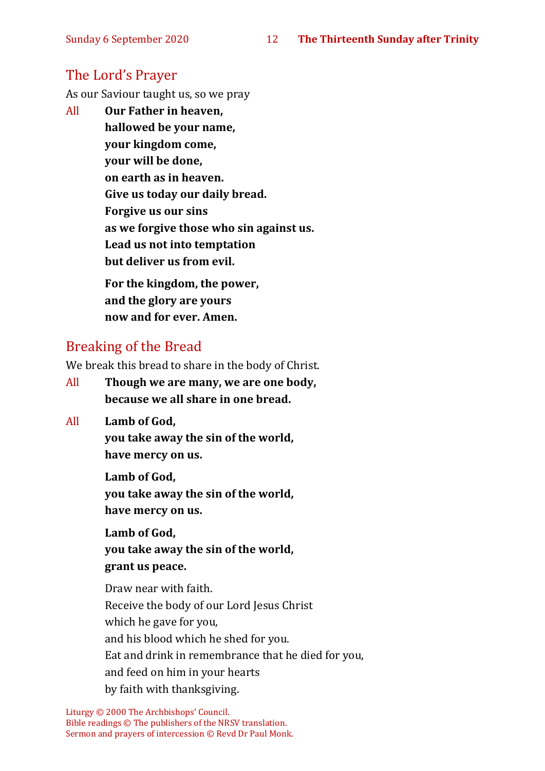## The Lord's Prayer

As our Saviour taught us, so we pray

All **Our Father in heaven,**
**hallowed be your name,**
**your kingdom come,**
**your will be done,**
**on earth as in heaven.**
**Give us today our daily bread.**
**Forgive us our sins**
**as we forgive those who sin against us.**
**Lead us not into temptation**
**but deliver us from evil.**

**For the kingdom, the power,**
**and the glory are yours**
**now and for ever. Amen.**

## Breaking of the Bread

We break this bread to share in the body of Christ.

All **Though we are many, we are one body,**
**because we all share in one bread.**

All **Lamb of God,**
**you take away the sin of the world,**
**have mercy on us.**

**Lamb of God,**
**you take away the sin of the world,**
**have mercy on us.**

**Lamb of God,**
**you take away the sin of the world,**
**grant us peace.**

Draw near with faith.
Receive the body of our Lord Jesus Christ
which he gave for you,
and his blood which he shed for you.
Eat and drink in remembrance that he died for you,
and feed on him in your hearts
by faith with thanksgiving.

Liturgy © 2000 The Archbishops' Council.
Bible readings © The publishers of the NRSV translation.
Sermon and prayers of intercession © Revd Dr Paul Monk.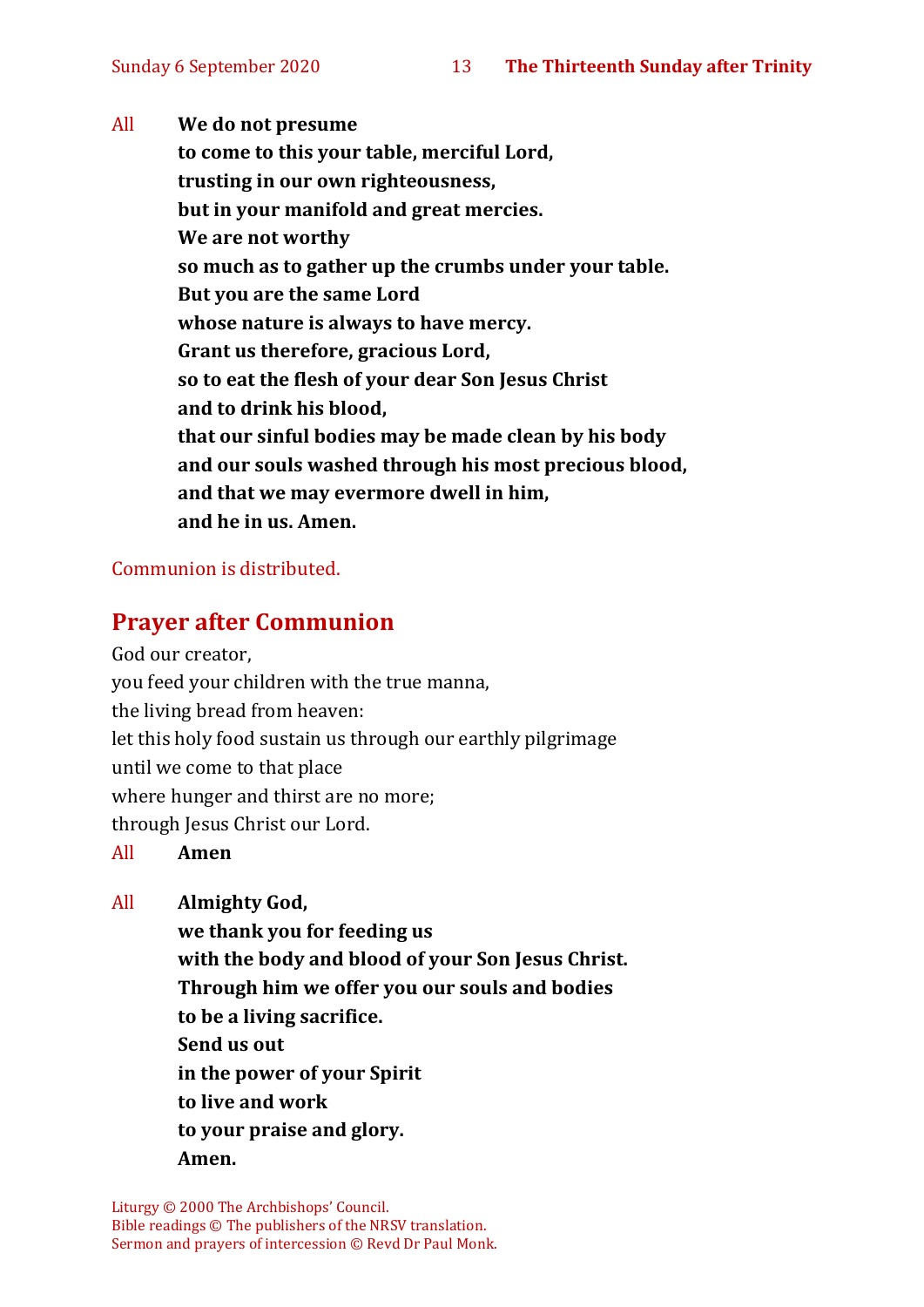All **We do not presume**
**to come to this your table, merciful Lord,**
**trusting in our own righteousness,**
**but in your manifold and great mercies.**
**We are not worthy**
**so much as to gather up the crumbs under your table.**
**But you are the same Lord**
**whose nature is always to have mercy.**
**Grant us therefore, gracious Lord,**
**so to eat the flesh of your dear Son Jesus Christ**
**and to drink his blood,**
**that our sinful bodies may be made clean by his body**
**and our souls washed through his most precious blood,**
**and that we may evermore dwell in him,**
**and he in us. Amen.**

Communion is distributed.

## Prayer after Communion

God our creator,
you feed your children with the true manna,
the living bread from heaven:
let this holy food sustain us through our earthly pilgrimage
until we come to that place
where hunger and thirst are no more;
through Jesus Christ our Lord.

All **Amen**

All **Almighty God,**
**we thank you for feeding us**
**with the body and blood of your Son Jesus Christ.**
**Through him we offer you our souls and bodies**
**to be a living sacrifice.**
**Send us out**
**in the power of your Spirit**
**to live and work**
**to your praise and glory.**
**Amen.**

Liturgy © 2000 The Archbishops' Council.
Bible readings © The publishers of the NRSV translation.
Sermon and prayers of intercession © Revd Dr Paul Monk.